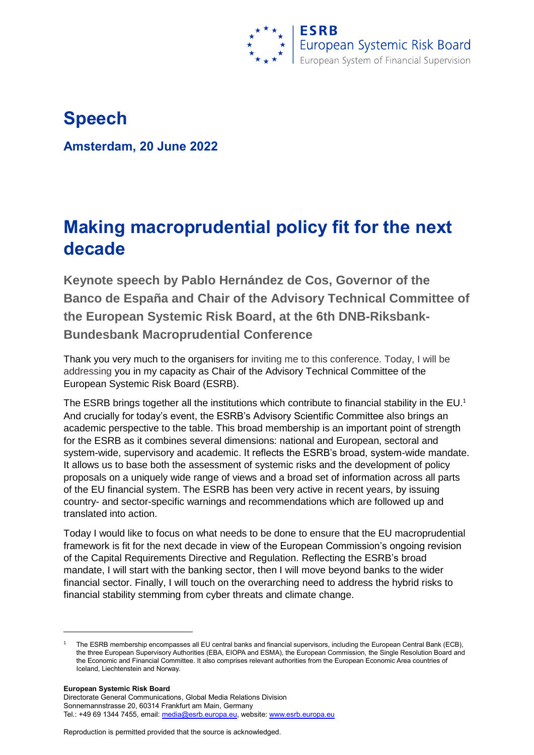# Speech

**Amsterdam, 20 June 2022**

# Making macroprudential policy fit for the next decade

**Keynote speech by Pablo Hernández de Cos, Governor of the Banco de España and Chair of the Advisory Technical Committee of the European Systemic Risk Board, at the 6th DNB-Riksbank-Bundesbank Macroprudential Conference**

Thank you very much to the organisers for inviting me to this conference. Today, I will be addressing you in my capacity as Chair of the Advisory Technical Committee of the European Systemic Risk Board (ESRB).

The ESRB brings together all the institutions which contribute to financial stability in the EU.[1] And crucially for today's event, the ESRB's Advisory Scientific Committee also brings an academic perspective to the table. This broad membership is an important point of strength for the ESRB as it combines several dimensions: national and European, sectoral and system-wide, supervisory and academic. It reflects the ESRB's broad, system-wide mandate. It allows us to base both the assessment of systemic risks and the development of policy proposals on a uniquely wide range of views and a broad set of information across all parts of the EU financial system. The ESRB has been very active in recent years, by issuing country- and sector-specific warnings and recommendations which are followed up and translated into action.

Today I would like to focus on what needs to be done to ensure that the EU macroprudential framework is fit for the next decade in view of the European Commission's ongoing revision of the Capital Requirements Directive and Regulation. Reflecting the ESRB's broad mandate, I will start with the banking sector, then I will move beyond banks to the wider financial sector. Finally, I will touch on the overarching need to address the hybrid risks to financial stability stemming from cyber threats and climate change.

[1] The ESRB membership encompasses all EU central banks and financial supervisors, including the European Central Bank (ECB), the three European Supervisory Authorities (EBA, EIOPA and ESMA), the European Commission, the Single Resolution Board and the Economic and Financial Committee. It also comprises relevant authorities from the European Economic Area countries of Iceland, Liechtenstein and Norway.

**European Systemic Risk Board**
Directorate General Communications, Global Media Relations Division
Sonnemannstrasse 20, 60314 Frankfurt am Main, Germany
Tel.: +49 69 1344 7455, email: media@esrb.europa.eu, website: www.esrb.europa.eu

Reproduction is permitted provided that the source is acknowledged.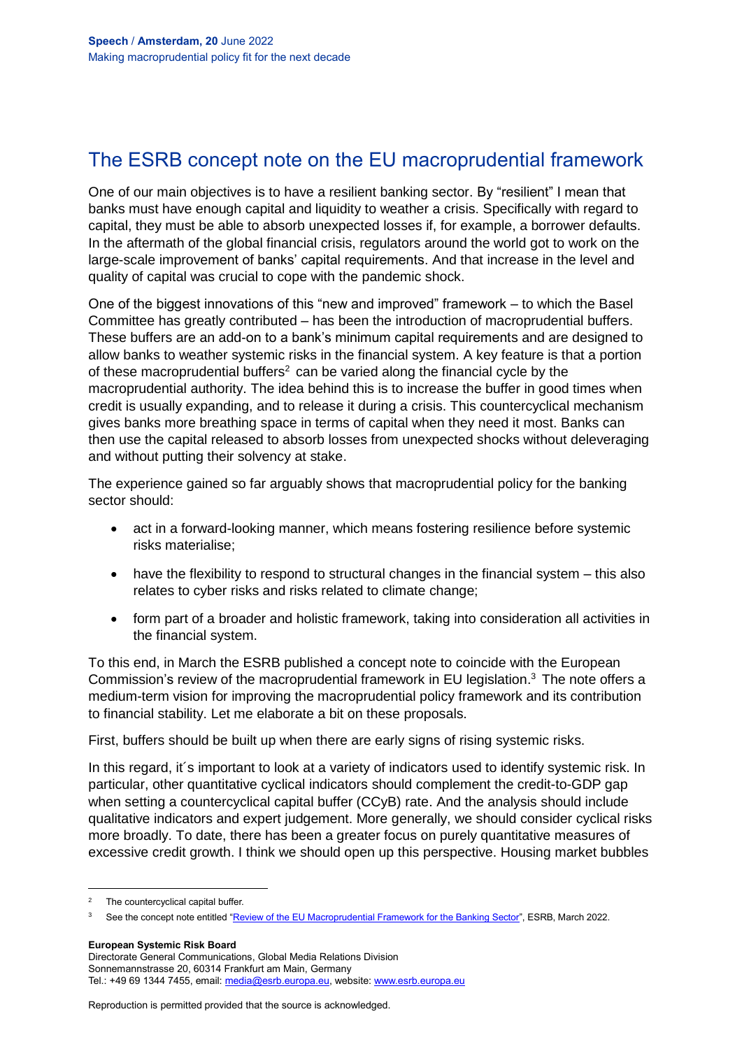## The ESRB concept note on the EU macroprudential framework

One of our main objectives is to have a resilient banking sector. By "resilient" I mean that banks must have enough capital and liquidity to weather a crisis. Specifically with regard to capital, they must be able to absorb unexpected losses if, for example, a borrower defaults. In the aftermath of the global financial crisis, regulators around the world got to work on the large-scale improvement of banks' capital requirements. And that increase in the level and quality of capital was crucial to cope with the pandemic shock.

One of the biggest innovations of this "new and improved" framework – to which the Basel Committee has greatly contributed – has been the introduction of macroprudential buffers. These buffers are an add-on to a bank's minimum capital requirements and are designed to allow banks to weather systemic risks in the financial system. A key feature is that a portion of these macroprudential buffers[2] can be varied along the financial cycle by the macroprudential authority. The idea behind this is to increase the buffer in good times when credit is usually expanding, and to release it during a crisis. This countercyclical mechanism gives banks more breathing space in terms of capital when they need it most. Banks can then use the capital released to absorb losses from unexpected shocks without deleveraging and without putting their solvency at stake.

The experience gained so far arguably shows that macroprudential policy for the banking sector should:

- act in a forward-looking manner, which means fostering resilience before systemic risks materialise;
- have the flexibility to respond to structural changes in the financial system – this also relates to cyber risks and risks related to climate change;
- form part of a broader and holistic framework, taking into consideration all activities in the financial system.

To this end, in March the ESRB published a concept note to coincide with the European Commission's review of the macroprudential framework in EU legislation.[3] The note offers a medium-term vision for improving the macroprudential policy framework and its contribution to financial stability. Let me elaborate a bit on these proposals.

First, buffers should be built up when there are early signs of rising systemic risks.

In this regard, it´s important to look at a variety of indicators used to identify systemic risk. In particular, other quantitative cyclical indicators should complement the credit-to-GDP gap when setting a countercyclical capital buffer (CCyB) rate. And the analysis should include qualitative indicators and expert judgement. More generally, we should consider cyclical risks more broadly. To date, there has been a greater focus on purely quantitative measures of excessive credit growth. I think we should open up this perspective. Housing market bubbles

[2] The countercyclical capital buffer.

[3] See the concept note entitled "Review of the EU Macroprudential Framework for the Banking Sector", ESRB, March 2022.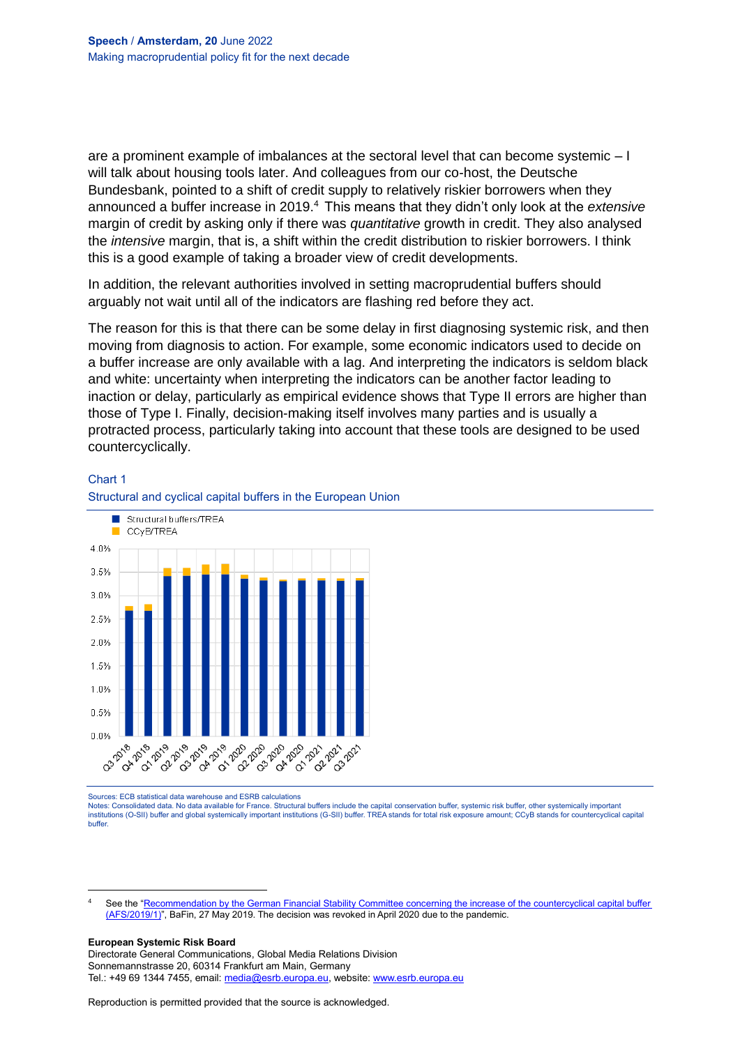are a prominent example of imbalances at the sectoral level that can become systemic – I will talk about housing tools later. And colleagues from our co-host, the Deutsche Bundesbank, pointed to a shift of credit supply to relatively riskier borrowers when they announced a buffer increase in 2019.[4] This means that they didn't only look at the *extensive* margin of credit by asking only if there was *quantitative* growth in credit. They also analysed the *intensive* margin, that is, a shift within the credit distribution to riskier borrowers. I think this is a good example of taking a broader view of credit developments.

In addition, the relevant authorities involved in setting macroprudential buffers should arguably not wait until all of the indicators are flashing red before they act.

The reason for this is that there can be some delay in first diagnosing systemic risk, and then moving from diagnosis to action. For example, some economic indicators used to decide on a buffer increase are only available with a lag. And interpreting the indicators is seldom black and white: uncertainty when interpreting the indicators can be another factor leading to inaction or delay, particularly as empirical evidence shows that Type II errors are higher than those of Type I. Finally, decision-making itself involves many parties and is usually a protracted process, particularly taking into account that these tools are designed to be used countercyclically.

Chart 1

Structural and cyclical capital buffers in the European Union

Sources: ECB statistical data warehouse and ESRB calculations

Notes: Consolidated data. No data available for France. Structural buffers include the capital conservation buffer, systemic risk buffer, other systemically important institutions (O-SII) buffer and global systemically important institutions (G-SII) buffer. TREA stands for total risk exposure amount; CCyB stands for countercyclical capital buffer.

[4] See the "Recommendation by the German Financial Stability Committee concerning the increase of the countercyclical capital buffer (AFS/2019/1)", BaFin, 27 May 2019. The decision was revoked in April 2020 due to the pandemic.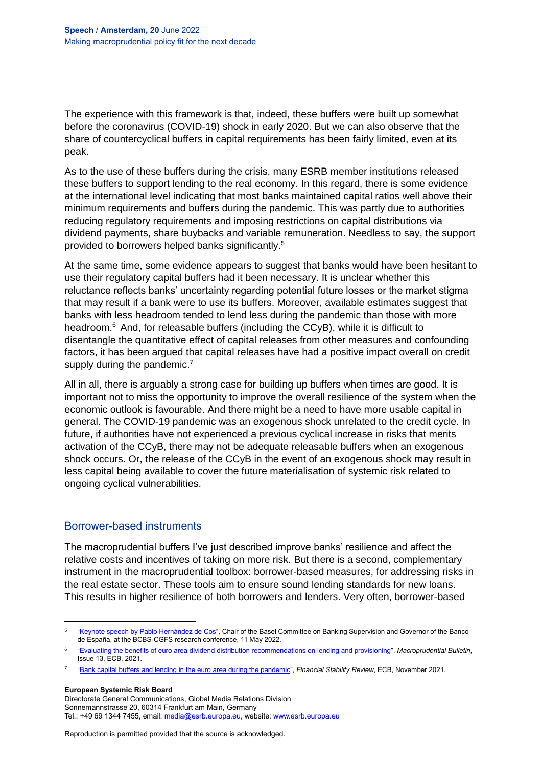The experience with this framework is that, indeed, these buffers were built up somewhat before the coronavirus (COVID-19) shock in early 2020. But we can also observe that the share of countercyclical buffers in capital requirements has been fairly limited, even at its peak.

As to the use of these buffers during the crisis, many ESRB member institutions released these buffers to support lending to the real economy. In this regard, there is some evidence at the international level indicating that most banks maintained capital ratios well above their minimum requirements and buffers during the pandemic. This was partly due to authorities reducing regulatory requirements and imposing restrictions on capital distributions via dividend payments, share buybacks and variable remuneration. Needless to say, the support provided to borrowers helped banks significantly.[5]

At the same time, some evidence appears to suggest that banks would have been hesitant to use their regulatory capital buffers had it been necessary. It is unclear whether this reluctance reflects banks' uncertainty regarding potential future losses or the market stigma that may result if a bank were to use its buffers. Moreover, available estimates suggest that banks with less headroom tended to lend less during the pandemic than those with more headroom.[6] And, for releasable buffers (including the CCyB), while it is difficult to disentangle the quantitative effect of capital releases from other measures and confounding factors, it has been argued that capital releases have had a positive impact overall on credit supply during the pandemic.[7]

All in all, there is arguably a strong case for building up buffers when times are good. It is important not to miss the opportunity to improve the overall resilience of the system when the economic outlook is favourable. And there might be a need to have more usable capital in general. The COVID-19 pandemic was an exogenous shock unrelated to the credit cycle. In future, if authorities have not experienced a previous cyclical increase in risks that merits activation of the CCyB, there may not be adequate releasable buffers when an exogenous shock occurs. Or, the release of the CCyB in the event of an exogenous shock may result in less capital being available to cover the future materialisation of systemic risk related to ongoing cyclical vulnerabilities.

## Borrower-based instruments

The macroprudential buffers I've just described improve banks' resilience and affect the relative costs and incentives of taking on more risk. But there is a second, complementary instrument in the macroprudential toolbox: borrower-based measures, for addressing risks in the real estate sector. These tools aim to ensure sound lending standards for new loans. This results in higher resilience of both borrowers and lenders. Very often, borrower-based

---

[5] "Keynote speech by Pablo Hernández de Cos", Chair of the Basel Committee on Banking Supervision and Governor of the Banco de España, at the BCBS-CGFS research conference, 11 May 2022.

[6] "Evaluating the benefits of euro area dividend distribution recommendations on lending and provisioning", *Macroprudential Bulletin*, Issue 13, ECB, 2021.

[7] "Bank capital buffers and lending in the euro area during the pandemic", *Financial Stability Review*, ECB, November 2021.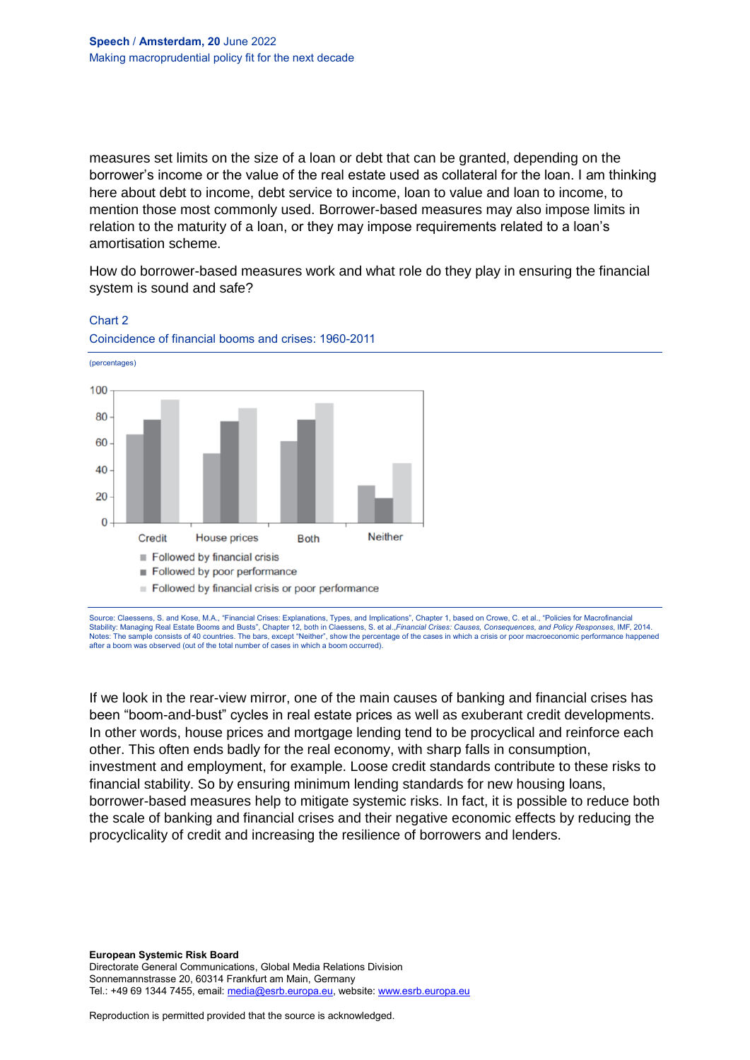measures set limits on the size of a loan or debt that can be granted, depending on the borrower's income or the value of the real estate used as collateral for the loan. I am thinking here about debt to income, debt service to income, loan to value and loan to income, to mention those most commonly used. Borrower-based measures may also impose limits in relation to the maturity of a loan, or they may impose requirements related to a loan's amortisation scheme.

How do borrower-based measures work and what role do they play in ensuring the financial system is sound and safe?

Chart 2

Coincidence of financial booms and crises: 1960-2011

(percentages)

Source: Claessens, S. and Kose, M.A., "Financial Crises: Explanations, Types, and Implications", Chapter 1, based on Crowe, C. et al., "Policies for Macrofinancial Stability: Managing Real Estate Booms and Busts", Chapter 12, both in Claessens, S. et al.,*Financial Crises: Causes, Consequences, and Policy Responses*, IMF, 2014.
Notes: The sample consists of 40 countries. The bars, except "Neither", show the percentage of the cases in which a crisis or poor macroeconomic performance happened after a boom was observed (out of the total number of cases in which a boom occurred).

If we look in the rear-view mirror, one of the main causes of banking and financial crises has been "boom-and-bust" cycles in real estate prices as well as exuberant credit developments. In other words, house prices and mortgage lending tend to be procyclical and reinforce each other. This often ends badly for the real economy, with sharp falls in consumption, investment and employment, for example. Loose credit standards contribute to these risks to financial stability. So by ensuring minimum lending standards for new housing loans, borrower-based measures help to mitigate systemic risks. In fact, it is possible to reduce both the scale of banking and financial crises and their negative economic effects by reducing the procyclicality of credit and increasing the resilience of borrowers and lenders.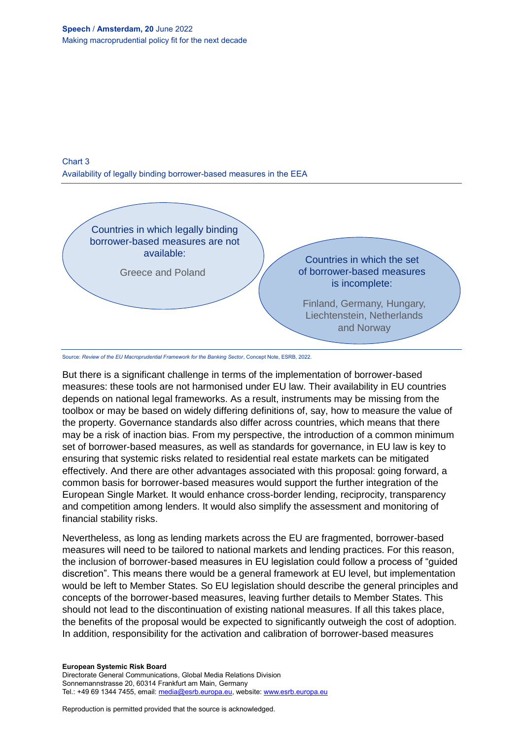Chart 3
Availability of legally binding borrower-based measures in the EEA

Countries in which legally binding borrower-based measures are not available:

Greece and Poland

Countries in which the set of borrower-based measures is incomplete:

Finland, Germany, Hungary, Liechtenstein, Netherlands and Norway

Source: *Review of the EU Macroprudential Framework for the Banking Sector*, Concept Note, ESRB, 2022.

But there is a significant challenge in terms of the implementation of borrower-based measures: these tools are not harmonised under EU law. Their availability in EU countries depends on national legal frameworks. As a result, instruments may be missing from the toolbox or may be based on widely differing definitions of, say, how to measure the value of the property. Governance standards also differ across countries, which means that there may be a risk of inaction bias. From my perspective, the introduction of a common minimum set of borrower-based measures, as well as standards for governance, in EU law is key to ensuring that systemic risks related to residential real estate markets can be mitigated effectively. And there are other advantages associated with this proposal: going forward, a common basis for borrower-based measures would support the further integration of the European Single Market. It would enhance cross-border lending, reciprocity, transparency and competition among lenders. It would also simplify the assessment and monitoring of financial stability risks.

Nevertheless, as long as lending markets across the EU are fragmented, borrower-based measures will need to be tailored to national markets and lending practices. For this reason, the inclusion of borrower-based measures in EU legislation could follow a process of "guided discretion". This means there would be a general framework at EU level, but implementation would be left to Member States. So EU legislation should describe the general principles and concepts of the borrower-based measures, leaving further details to Member States. This should not lead to the discontinuation of existing national measures. If all this takes place, the benefits of the proposal would be expected to significantly outweigh the cost of adoption. In addition, responsibility for the activation and calibration of borrower-based measures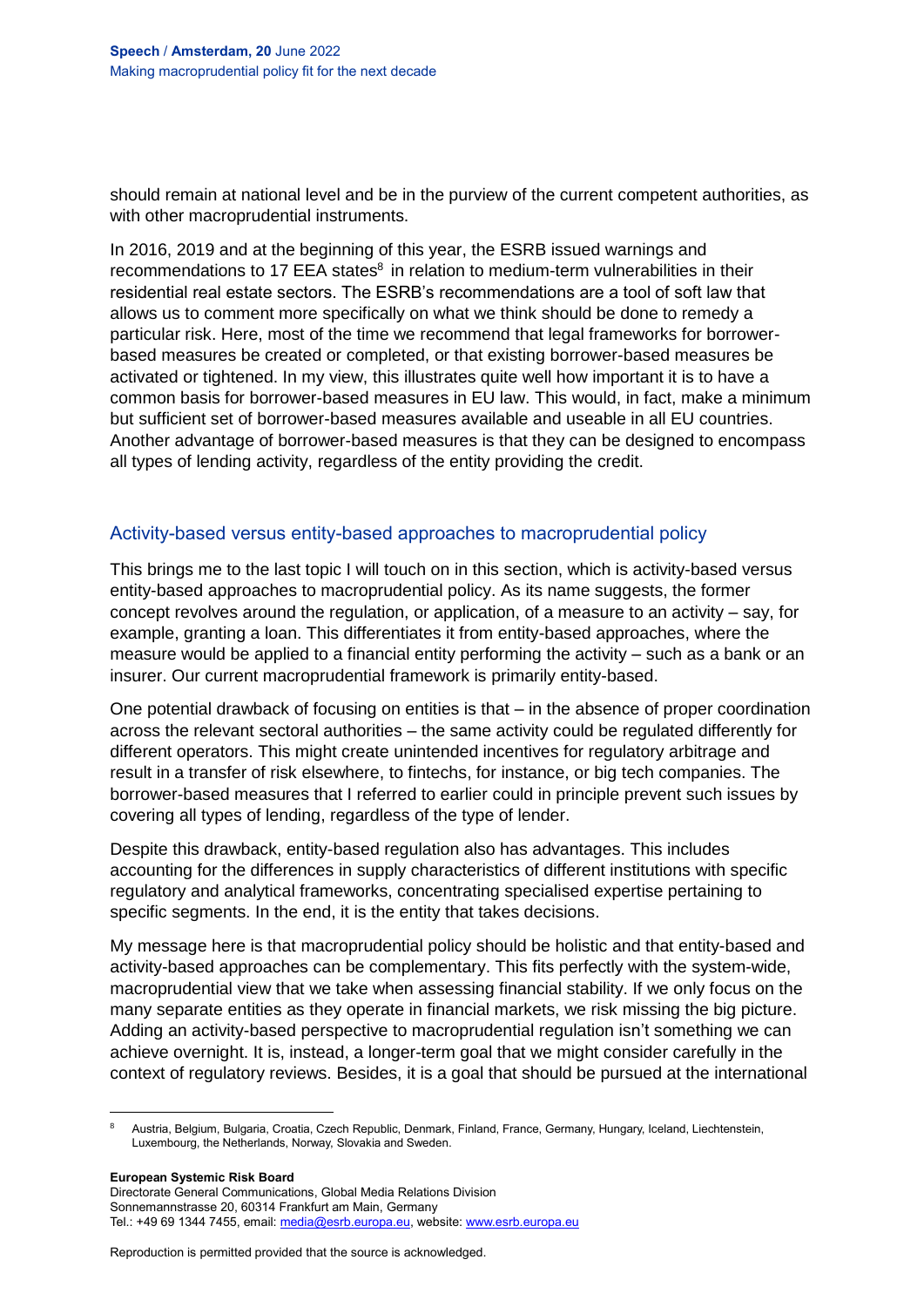should remain at national level and be in the purview of the current competent authorities, as with other macroprudential instruments.

In 2016, 2019 and at the beginning of this year, the ESRB issued warnings and recommendations to 17 EEA states[8] in relation to medium-term vulnerabilities in their residential real estate sectors. The ESRB's recommendations are a tool of soft law that allows us to comment more specifically on what we think should be done to remedy a particular risk. Here, most of the time we recommend that legal frameworks for borrower-based measures be created or completed, or that existing borrower-based measures be activated or tightened. In my view, this illustrates quite well how important it is to have a common basis for borrower-based measures in EU law. This would, in fact, make a minimum but sufficient set of borrower-based measures available and useable in all EU countries. Another advantage of borrower-based measures is that they can be designed to encompass all types of lending activity, regardless of the entity providing the credit.

## Activity-based versus entity-based approaches to macroprudential policy

This brings me to the last topic I will touch on in this section, which is activity-based versus entity-based approaches to macroprudential policy. As its name suggests, the former concept revolves around the regulation, or application, of a measure to an activity – say, for example, granting a loan. This differentiates it from entity-based approaches, where the measure would be applied to a financial entity performing the activity – such as a bank or an insurer. Our current macroprudential framework is primarily entity-based.

One potential drawback of focusing on entities is that – in the absence of proper coordination across the relevant sectoral authorities – the same activity could be regulated differently for different operators. This might create unintended incentives for regulatory arbitrage and result in a transfer of risk elsewhere, to fintechs, for instance, or big tech companies. The borrower-based measures that I referred to earlier could in principle prevent such issues by covering all types of lending, regardless of the type of lender.

Despite this drawback, entity-based regulation also has advantages. This includes accounting for the differences in supply characteristics of different institutions with specific regulatory and analytical frameworks, concentrating specialised expertise pertaining to specific segments. In the end, it is the entity that takes decisions.

My message here is that macroprudential policy should be holistic and that entity-based and activity-based approaches can be complementary. This fits perfectly with the system-wide, macroprudential view that we take when assessing financial stability. If we only focus on the many separate entities as they operate in financial markets, we risk missing the big picture. Adding an activity-based perspective to macroprudential regulation isn't something we can achieve overnight. It is, instead, a longer-term goal that we might consider carefully in the context of regulatory reviews. Besides, it is a goal that should be pursued at the international

[8] Austria, Belgium, Bulgaria, Croatia, Czech Republic, Denmark, Finland, France, Germany, Hungary, Iceland, Liechtenstein, Luxembourg, the Netherlands, Norway, Slovakia and Sweden.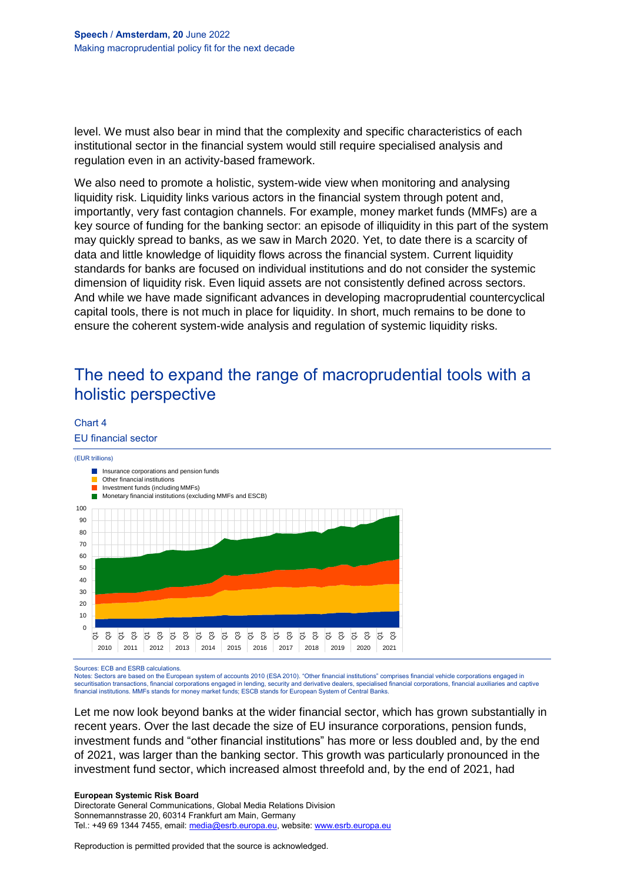level. We must also bear in mind that the complexity and specific characteristics of each institutional sector in the financial system would still require specialised analysis and regulation even in an activity-based framework.

We also need to promote a holistic, system-wide view when monitoring and analysing liquidity risk. Liquidity links various actors in the financial system through potent and, importantly, very fast contagion channels. For example, money market funds (MMFs) are a key source of funding for the banking sector: an episode of illiquidity in this part of the system may quickly spread to banks, as we saw in March 2020. Yet, to date there is a scarcity of data and little knowledge of liquidity flows across the financial system. Current liquidity standards for banks are focused on individual institutions and do not consider the systemic dimension of liquidity risk. Even liquid assets are not consistently defined across sectors. And while we have made significant advances in developing macroprudential countercyclical capital tools, there is not much in place for liquidity. In short, much remains to be done to ensure the coherent system-wide analysis and regulation of systemic liquidity risks.

## The need to expand the range of macroprudential tools with a holistic perspective

Chart 4

EU financial sector

(EUR trillions)

- Insurance corporations and pension funds
- Other financial institutions
- Investment funds (including MMFs)
- Monetary financial institutions (excluding MMFs and ESCB)

Sources: ECB and ESRB calculations.
Notes: Sectors are based on the European system of accounts 2010 (ESA 2010). "Other financial institutions" comprises financial vehicle corporations engaged in securitisation transactions, financial corporations engaged in lending, security and derivative dealers, specialised financial corporations, financial auxiliaries and captive financial institutions. MMFs stands for money market funds; ESCB stands for European System of Central Banks.

Let me now look beyond banks at the wider financial sector, which has grown substantially in recent years. Over the last decade the size of EU insurance corporations, pension funds, investment funds and "other financial institutions" has more or less doubled and, by the end of 2021, was larger than the banking sector. This growth was particularly pronounced in the investment fund sector, which increased almost threefold and, by the end of 2021, had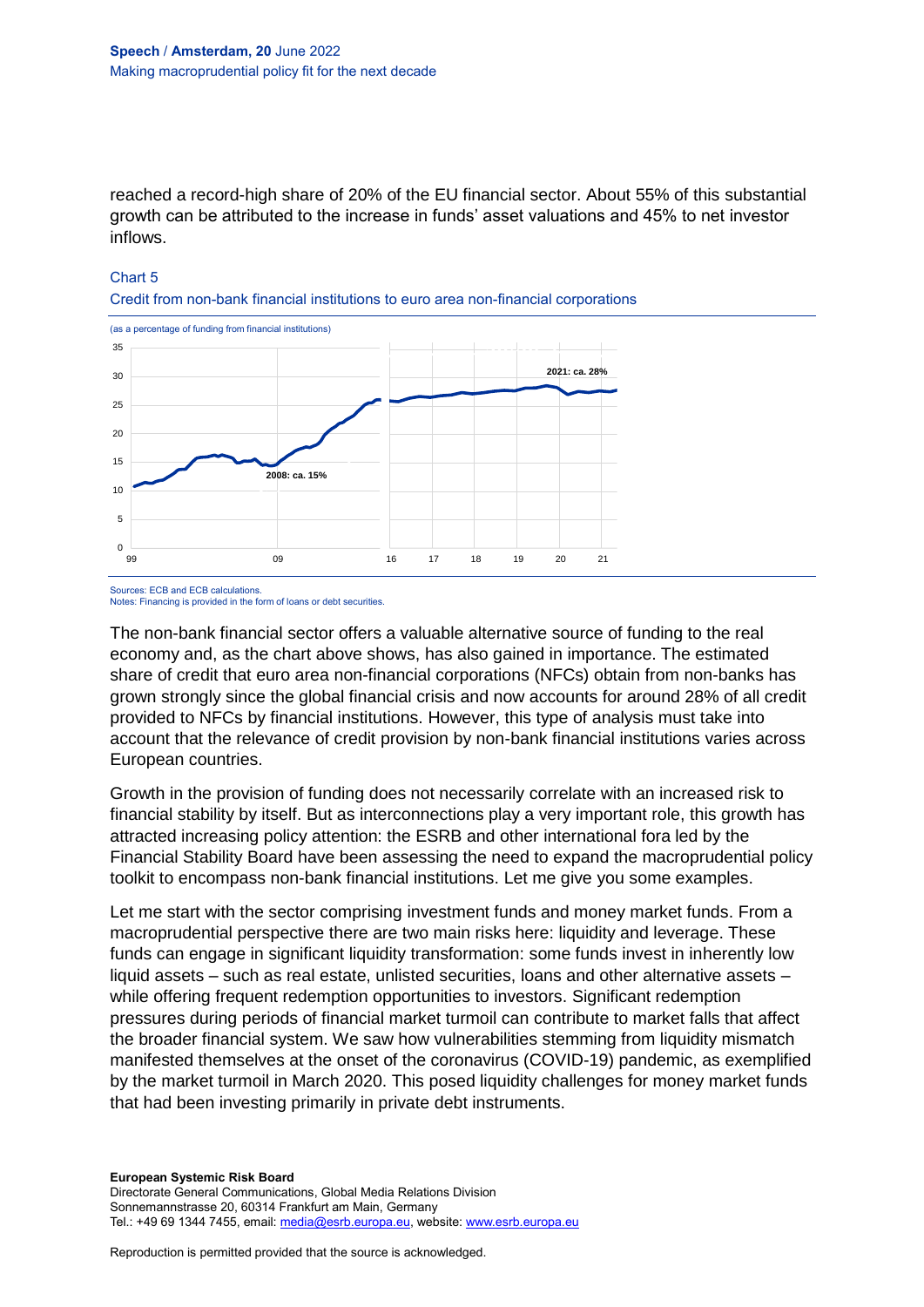reached a record-high share of 20% of the EU financial sector. About 55% of this substantial growth can be attributed to the increase in funds' asset valuations and 45% to net investor inflows.

Chart 5

Credit from non-bank financial institutions to euro area non-financial corporations

(as a percentage of funding from financial institutions)

Sources: ECB and ECB calculations.
Notes: Financing is provided in the form of loans or debt securities.

The non-bank financial sector offers a valuable alternative source of funding to the real economy and, as the chart above shows, has also gained in importance. The estimated share of credit that euro area non-financial corporations (NFCs) obtain from non-banks has grown strongly since the global financial crisis and now accounts for around 28% of all credit provided to NFCs by financial institutions. However, this type of analysis must take into account that the relevance of credit provision by non-bank financial institutions varies across European countries.

Growth in the provision of funding does not necessarily correlate with an increased risk to financial stability by itself. But as interconnections play a very important role, this growth has attracted increasing policy attention: the ESRB and other international fora led by the Financial Stability Board have been assessing the need to expand the macroprudential policy toolkit to encompass non-bank financial institutions. Let me give you some examples.

Let me start with the sector comprising investment funds and money market funds. From a macroprudential perspective there are two main risks here: liquidity and leverage. These funds can engage in significant liquidity transformation: some funds invest in inherently low liquid assets – such as real estate, unlisted securities, loans and other alternative assets – while offering frequent redemption opportunities to investors. Significant redemption pressures during periods of financial market turmoil can contribute to market falls that affect the broader financial system. We saw how vulnerabilities stemming from liquidity mismatch manifested themselves at the onset of the coronavirus (COVID-19) pandemic, as exemplified by the market turmoil in March 2020. This posed liquidity challenges for money market funds that had been investing primarily in private debt instruments.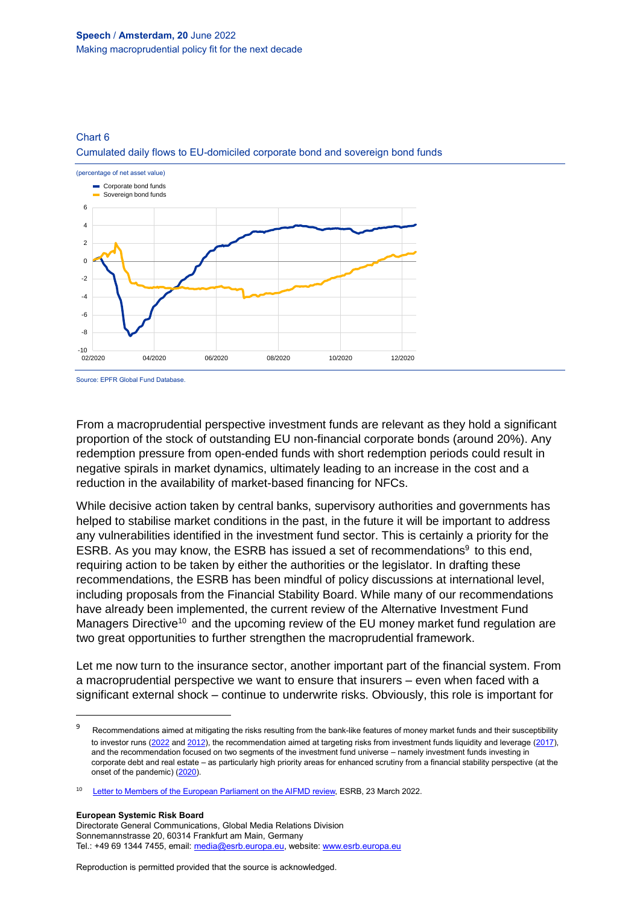Chart 6

Cumulated daily flows to EU-domiciled corporate bond and sovereign bond funds

(percentage of net asset value)

Source: EPFR Global Fund Database.

From a macroprudential perspective investment funds are relevant as they hold a significant proportion of the stock of outstanding EU non-financial corporate bonds (around 20%). Any redemption pressure from open-ended funds with short redemption periods could result in negative spirals in market dynamics, ultimately leading to an increase in the cost and a reduction in the availability of market-based financing for NFCs.

While decisive action taken by central banks, supervisory authorities and governments has helped to stabilise market conditions in the past, in the future it will be important to address any vulnerabilities identified in the investment fund sector. This is certainly a priority for the ESRB. As you may know, the ESRB has issued a set of recommendations[9] to this end, requiring action to be taken by either the authorities or the legislator. In drafting these recommendations, the ESRB has been mindful of policy discussions at international level, including proposals from the Financial Stability Board. While many of our recommendations have already been implemented, the current review of the Alternative Investment Fund Managers Directive[10] and the upcoming review of the EU money market fund regulation are two great opportunities to further strengthen the macroprudential framework.

Let me now turn to the insurance sector, another important part of the financial system. From a macroprudential perspective we want to ensure that insurers – even when faced with a significant external shock – continue to underwrite risks. Obviously, this role is important for

---

[9] Recommendations aimed at mitigating the risks resulting from the bank-like features of money market funds and their susceptibility to investor runs (2022 and 2012), the recommendation aimed at targeting risks from investment funds liquidity and leverage (2017), and the recommendation focused on two segments of the investment fund universe – namely investment funds investing in corporate debt and real estate – as particularly high priority areas for enhanced scrutiny from a financial stability perspective (at the onset of the pandemic) (2020).

[10] Letter to Members of the European Parliament on the AIFMD review, ESRB, 23 March 2022.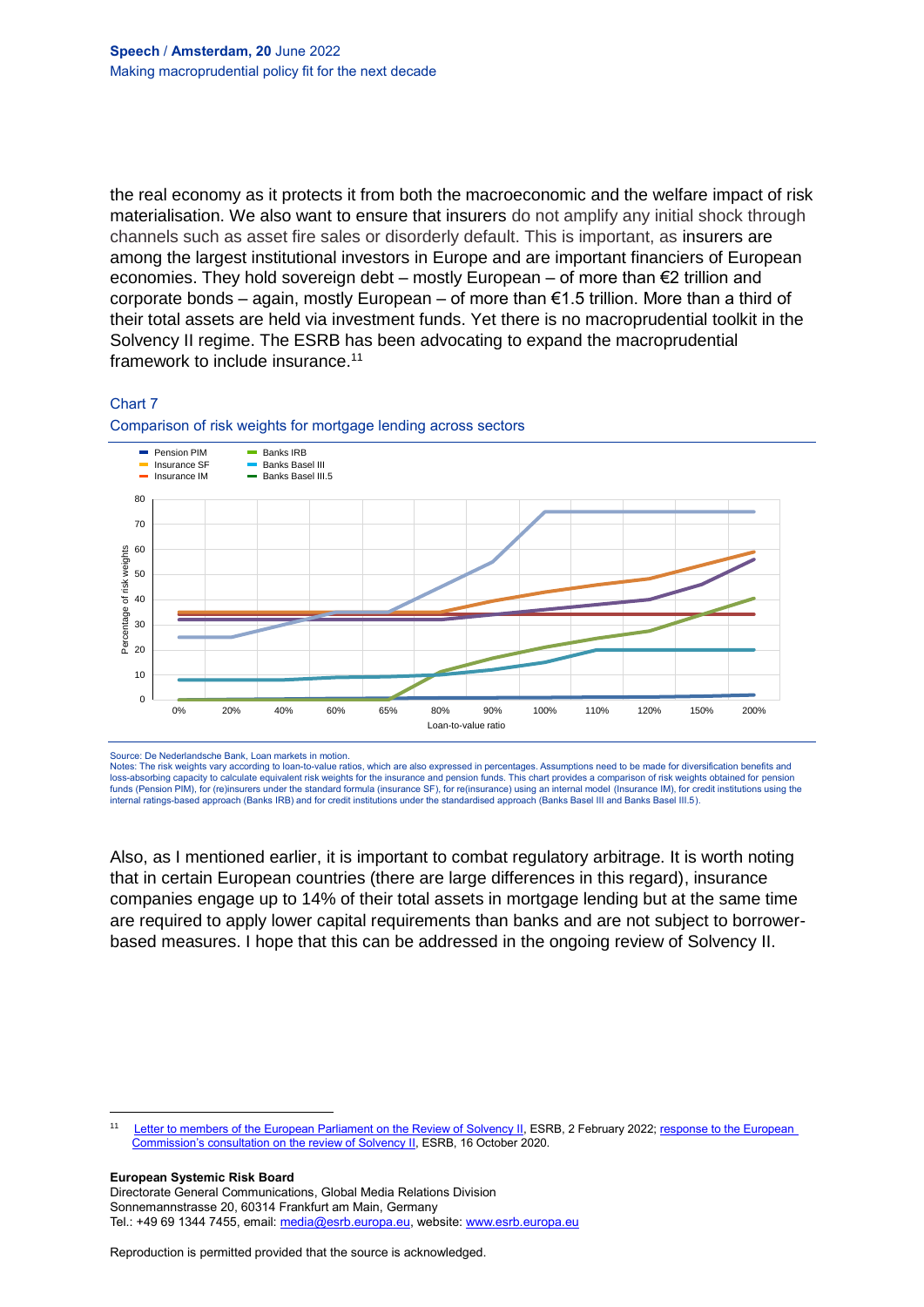the real economy as it protects it from both the macroeconomic and the welfare impact of risk materialisation. We also want to ensure that insurers do not amplify any initial shock through channels such as asset fire sales or disorderly default. This is important, as insurers are among the largest institutional investors in Europe and are important financiers of European economies. They hold sovereign debt – mostly European – of more than €2 trillion and corporate bonds – again, mostly European – of more than €1.5 trillion. More than a third of their total assets are held via investment funds. Yet there is no macroprudential toolkit in the Solvency II regime. The ESRB has been advocating to expand the macroprudential framework to include insurance.[11]

Chart 7

Comparison of risk weights for mortgage lending across sectors

Source: De Nederlandsche Bank, Loan markets in motion.
Notes: The risk weights vary according to loan-to-value ratios, which are also expressed in percentages. Assumptions need to be made for diversification benefits and loss-absorbing capacity to calculate equivalent risk weights for the insurance and pension funds. This chart provides a comparison of risk weights obtained for pension funds (Pension PIM), for (re)insurers under the standard formula (insurance SF), for re(insurance) using an internal model (Insurance IM), for credit institutions using the internal ratings-based approach (Banks IRB) and for credit institutions under the standardised approach (Banks Basel III and Banks Basel III.5).

Also, as I mentioned earlier, it is important to combat regulatory arbitrage. It is worth noting that in certain European countries (there are large differences in this regard), insurance companies engage up to 14% of their total assets in mortgage lending but at the same time are required to apply lower capital requirements than banks and are not subject to borrower-based measures. I hope that this can be addressed in the ongoing review of Solvency II.

[11] Letter to members of the European Parliament on the Review of Solvency II, ESRB, 2 February 2022; response to the European Commission's consultation on the review of Solvency II, ESRB, 16 October 2020.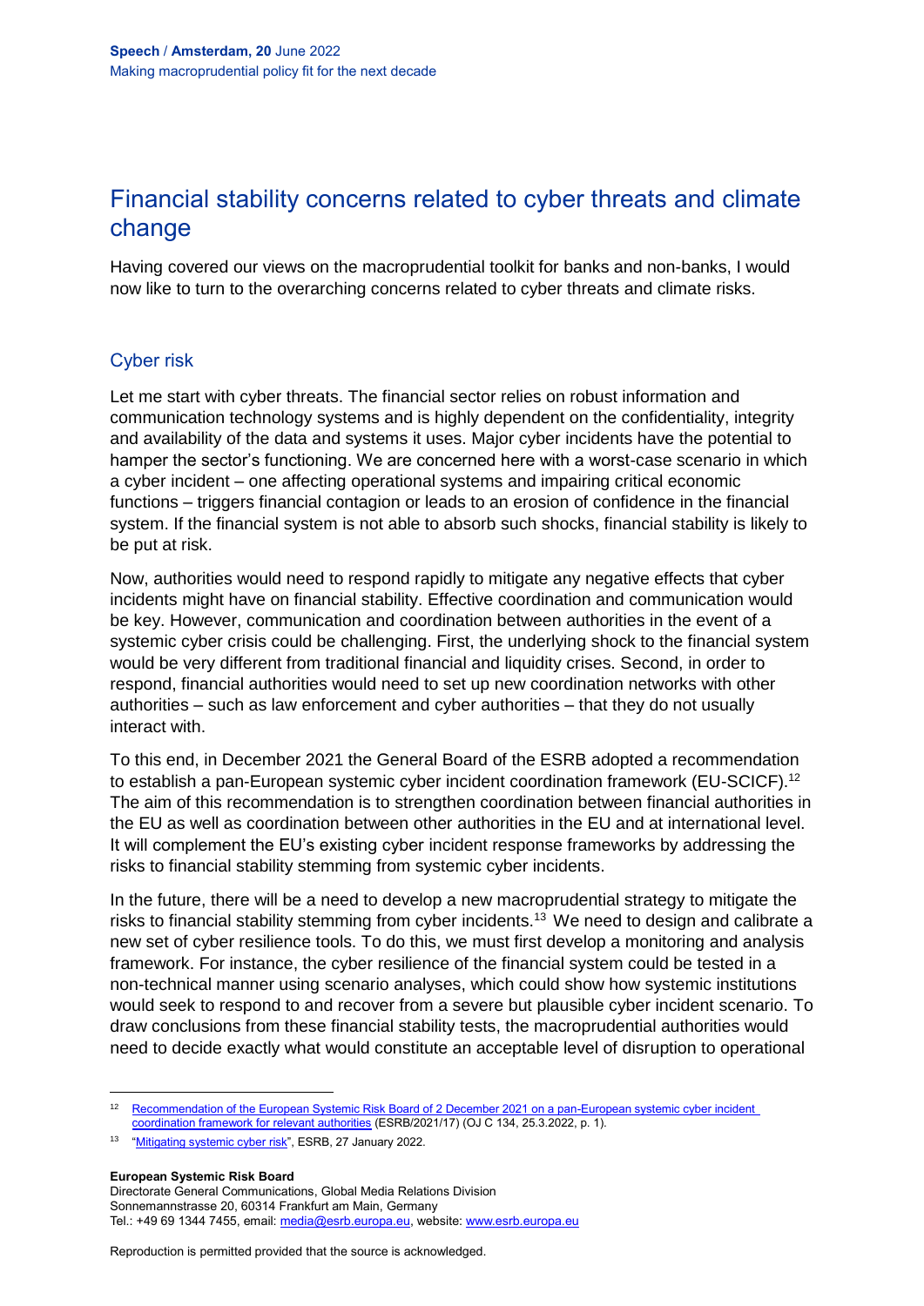## Financial stability concerns related to cyber threats and climate change

Having covered our views on the macroprudential toolkit for banks and non-banks, I would now like to turn to the overarching concerns related to cyber threats and climate risks.

### Cyber risk

Let me start with cyber threats. The financial sector relies on robust information and communication technology systems and is highly dependent on the confidentiality, integrity and availability of the data and systems it uses. Major cyber incidents have the potential to hamper the sector's functioning. We are concerned here with a worst-case scenario in which a cyber incident – one affecting operational systems and impairing critical economic functions – triggers financial contagion or leads to an erosion of confidence in the financial system. If the financial system is not able to absorb such shocks, financial stability is likely to be put at risk.

Now, authorities would need to respond rapidly to mitigate any negative effects that cyber incidents might have on financial stability. Effective coordination and communication would be key. However, communication and coordination between authorities in the event of a systemic cyber crisis could be challenging. First, the underlying shock to the financial system would be very different from traditional financial and liquidity crises. Second, in order to respond, financial authorities would need to set up new coordination networks with other authorities – such as law enforcement and cyber authorities – that they do not usually interact with.

To this end, in December 2021 the General Board of the ESRB adopted a recommendation to establish a pan-European systemic cyber incident coordination framework (EU-SCICF).[12] The aim of this recommendation is to strengthen coordination between financial authorities in the EU as well as coordination between other authorities in the EU and at international level. It will complement the EU's existing cyber incident response frameworks by addressing the risks to financial stability stemming from systemic cyber incidents.

In the future, there will be a need to develop a new macroprudential strategy to mitigate the risks to financial stability stemming from cyber incidents.[13] We need to design and calibrate a new set of cyber resilience tools. To do this, we must first develop a monitoring and analysis framework. For instance, the cyber resilience of the financial system could be tested in a non-technical manner using scenario analyses, which could show how systemic institutions would seek to respond to and recover from a severe but plausible cyber incident scenario. To draw conclusions from these financial stability tests, the macroprudential authorities would need to decide exactly what would constitute an acceptable level of disruption to operational

---

[12] Recommendation of the European Systemic Risk Board of 2 December 2021 on a pan-European systemic cyber incident coordination framework for relevant authorities (ESRB/2021/17) (OJ C 134, 25.3.2022, p. 1).

[13] "Mitigating systemic cyber risk", ESRB, 27 January 2022.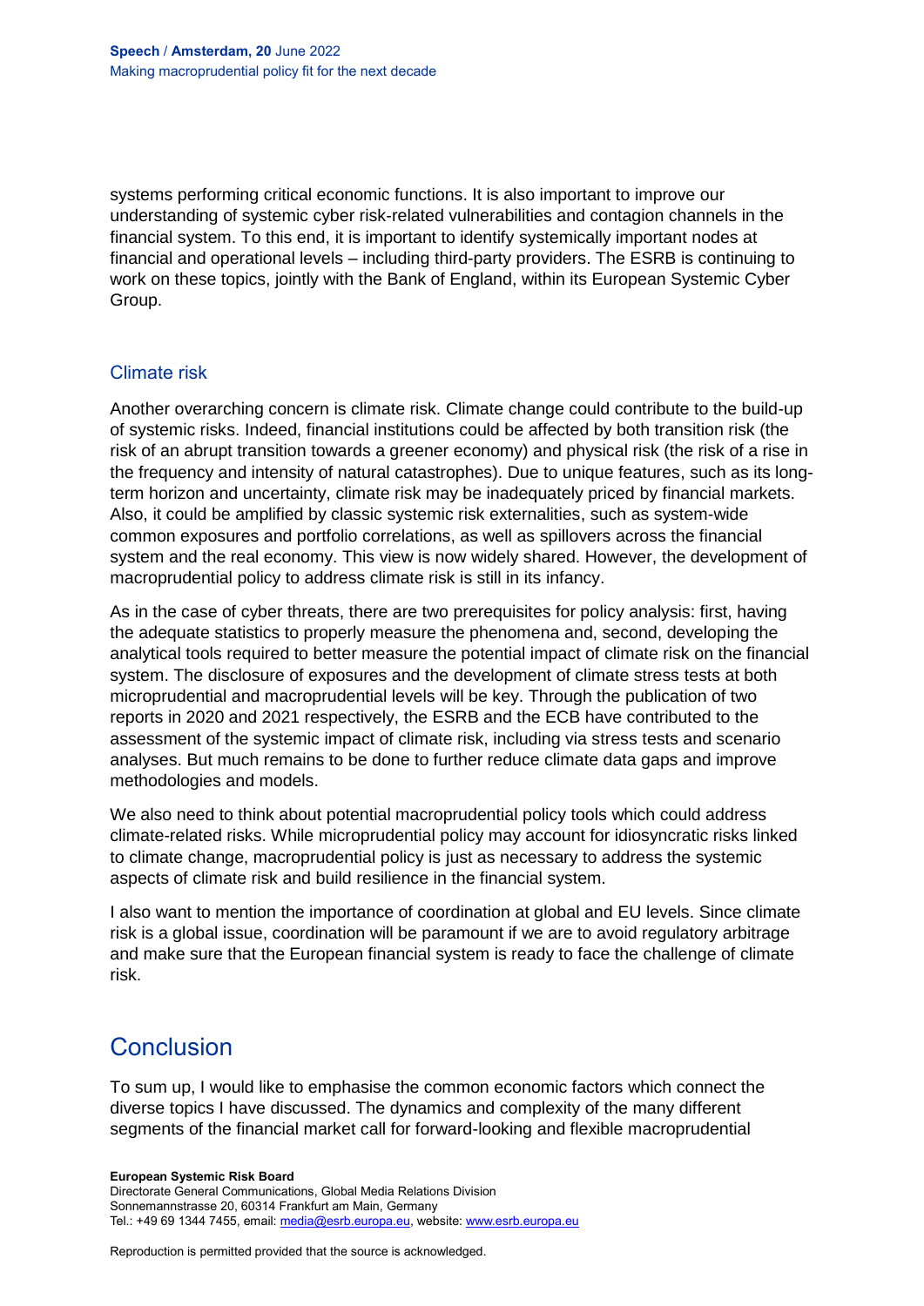systems performing critical economic functions. It is also important to improve our understanding of systemic cyber risk-related vulnerabilities and contagion channels in the financial system. To this end, it is important to identify systemically important nodes at financial and operational levels – including third-party providers. The ESRB is continuing to work on these topics, jointly with the Bank of England, within its European Systemic Cyber Group.

### Climate risk

Another overarching concern is climate risk. Climate change could contribute to the build-up of systemic risks. Indeed, financial institutions could be affected by both transition risk (the risk of an abrupt transition towards a greener economy) and physical risk (the risk of a rise in the frequency and intensity of natural catastrophes). Due to unique features, such as its long-term horizon and uncertainty, climate risk may be inadequately priced by financial markets. Also, it could be amplified by classic systemic risk externalities, such as system-wide common exposures and portfolio correlations, as well as spillovers across the financial system and the real economy. This view is now widely shared. However, the development of macroprudential policy to address climate risk is still in its infancy.

As in the case of cyber threats, there are two prerequisites for policy analysis: first, having the adequate statistics to properly measure the phenomena and, second, developing the analytical tools required to better measure the potential impact of climate risk on the financial system. The disclosure of exposures and the development of climate stress tests at both microprudential and macroprudential levels will be key. Through the publication of two reports in 2020 and 2021 respectively, the ESRB and the ECB have contributed to the assessment of the systemic impact of climate risk, including via stress tests and scenario analyses. But much remains to be done to further reduce climate data gaps and improve methodologies and models.

We also need to think about potential macroprudential policy tools which could address climate-related risks. While microprudential policy may account for idiosyncratic risks linked to climate change, macroprudential policy is just as necessary to address the systemic aspects of climate risk and build resilience in the financial system.

I also want to mention the importance of coordination at global and EU levels. Since climate risk is a global issue, coordination will be paramount if we are to avoid regulatory arbitrage and make sure that the European financial system is ready to face the challenge of climate risk.

## Conclusion

To sum up, I would like to emphasise the common economic factors which connect the diverse topics I have discussed. The dynamics and complexity of the many different segments of the financial market call for forward-looking and flexible macroprudential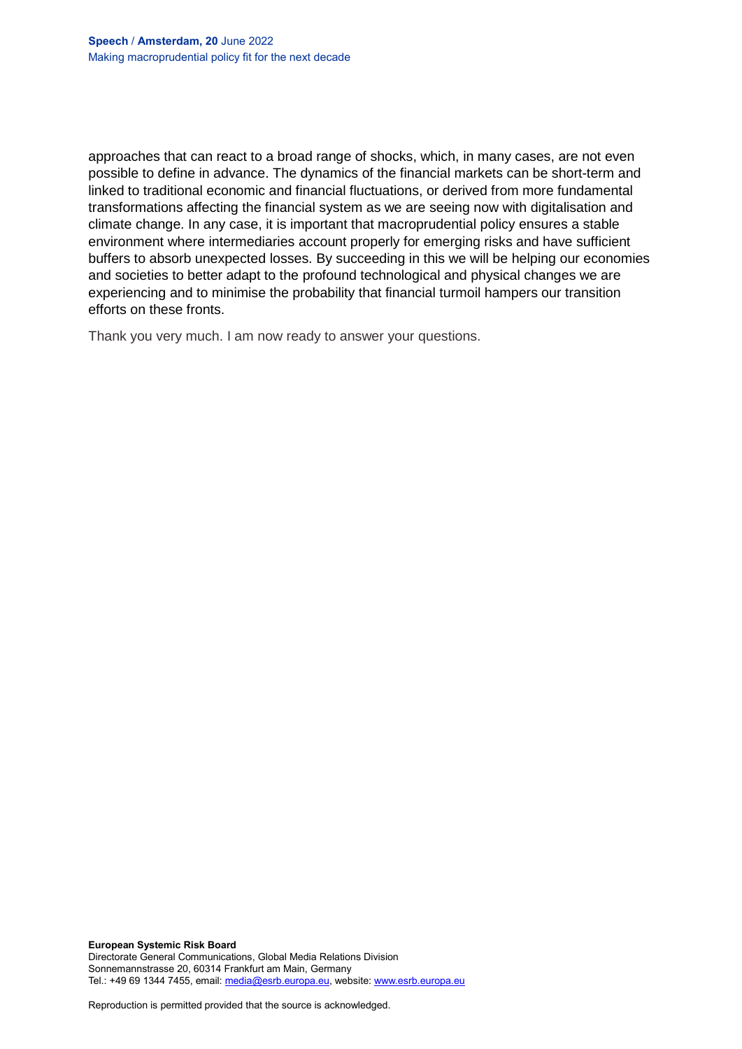approaches that can react to a broad range of shocks, which, in many cases, are not even possible to define in advance. The dynamics of the financial markets can be short-term and linked to traditional economic and financial fluctuations, or derived from more fundamental transformations affecting the financial system as we are seeing now with digitalisation and climate change. In any case, it is important that macroprudential policy ensures a stable environment where intermediaries account properly for emerging risks and have sufficient buffers to absorb unexpected losses. By succeeding in this we will be helping our economies and societies to better adapt to the profound technological and physical changes we are experiencing and to minimise the probability that financial turmoil hampers our transition efforts on these fronts.

Thank you very much. I am now ready to answer your questions.

**European Systemic Risk Board**
Directorate General Communications, Global Media Relations Division
Sonnemannstrasse 20, 60314 Frankfurt am Main, Germany
Tel.: +49 69 1344 7455, email: media@esrb.europa.eu, website: www.esrb.europa.eu

Reproduction is permitted provided that the source is acknowledged.